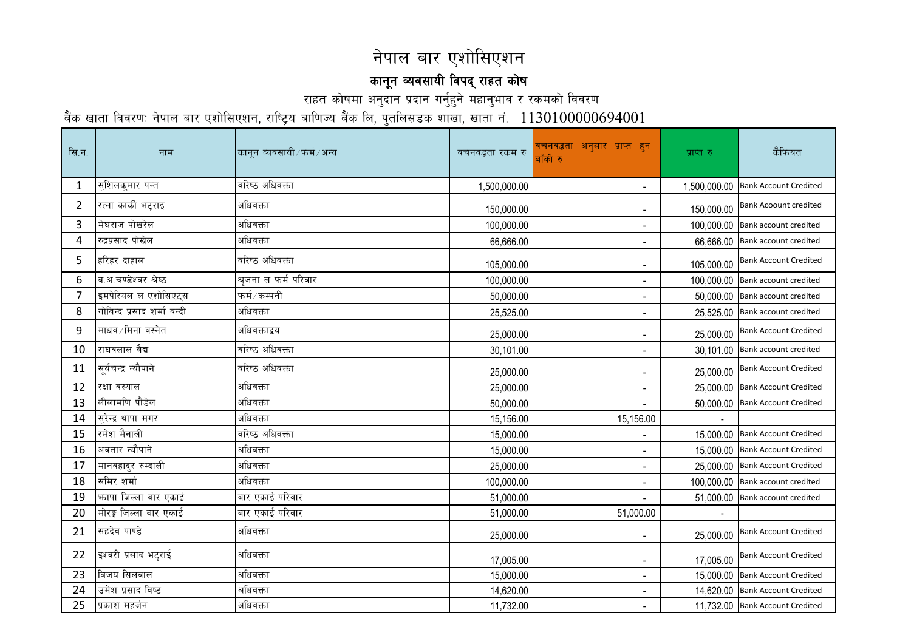# नेपाल बार एशोसिएशन

## कानून व्यवसायी विपद् राहत कोष

राहत कोषमा अनुदान प्रदान गर्नुहुने महानुभाव र रकमको विवरण

बैंक खाता विवरण: नेपाल बार एशोसिएशन, राष्ट्रिय बाणिज्य बैंक लि, पुतलिसडक शाखा, खाता नं. 1130100000694001

| सि.न. | नाम | कानून व्यवसायी/फर्म/अन्य | वचनवद्धता रकम रु | वचनवद्धता अनुसार प्राप्त हुन बाँकी रु | प्राप्त रु | कैफियत |
|---|---|---|---|---|---|---|
| 1 | सुशिलकुमार पन्त | वरिष्ठ अधिवक्ता | 1,500,000.00 | - | 1,500,000.00 | Bank Account Credited |
| 2 | रत्ना कार्की भट्टराइ | अधिवक्ता | 150,000.00 | - | 150,000.00 | Bank Acoount credited |
| 3 | मेघराज पोखरेल | अधिवक्ता | 100,000.00 | - | 100,000.00 | Bank account credited |
| 4 | रुद्रप्रसाद पोखेल | अधिवक्ता | 66,666.00 | - | 66,666.00 | Bank account credited |
| 5 | हरिहर दाहाल | वरिष्ठ अधिवक्ता | 105,000.00 | - | 105,000.00 | Bank Account Credited |
| 6 | व.अ.चण्डेश्वर श्रेष्ठ | श्रृजना ल फर्म परिवार | 100,000.00 | - | 100,000.00 | Bank account credited |
| 7 | इमपेरियल ल एशोसिएट्स | फर्म/कम्पनी | 50,000.00 | - | 50,000.00 | Bank account credited |
| 8 | गोविन्द प्रसाद शर्मा वन्दी | अधिवक्ता | 25,525.00 | - | 25,525.00 | Bank account credited |
| 9 | माधव/मिना वस्नेत | अधिवक्ताद्वय | 25,000.00 | - | 25,000.00 | Bank Account Credited |
| 10 | राघवलाल बैद्य | वरिष्ठ अधिवक्ता | 30,101.00 | - | 30,101.00 | Bank account credited |
| 11 | सूर्यचन्द्र न्यौपाने | वरिष्ठ अधिवक्ता | 25,000.00 | - | 25,000.00 | Bank Account Credited |
| 12 | रक्षा वस्याल | अधिवक्ता | 25,000.00 | - | 25,000.00 | Bank Account Credited |
| 13 | लीलामणि पौडेल | अधिवक्ता | 50,000.00 | - | 50,000.00 | Bank Account Credited |
| 14 | सुरेन्द्र थापा मगर | अधिवक्ता | 15,156.00 | 15,156.00 | - | |
| 15 | रमेश मैनाली | वरिष्ठ अधिवक्ता | 15,000.00 | - | 15,000.00 | Bank Account Credited |
| 16 | अवतार न्यौपाने | अधिवक्ता | 15,000.00 | - | 15,000.00 | Bank Account Credited |
| 17 | मानवहादुर रुम्दाली | अधिवक्ता | 25,000.00 | - | 25,000.00 | Bank Account Credited |
| 18 | समिर शर्मा | अधिवक्ता | 100,000.00 | - | 100,000.00 | Bank account credited |
| 19 | झापा जिल्ला बार एकाई | बार एकाई परिवार | 51,000.00 | - | 51,000.00 | Bank account credited |
| 20 | मोरङ जिल्ला बार एकाई | बार एकाई परिवार | 51,000.00 | 51,000.00 | - | |
| 21 | सहदेव पाण्डे | अधिवक्ता | 25,000.00 | - | 25,000.00 | Bank Account Credited |
| 22 | इश्वरी प्रसाद भट्टराई | अधिवक्ता | 17,005.00 | - | 17,005.00 | Bank Account Credited |
| 23 | बिजय सिलवाल | अधिवक्ता | 15,000.00 | - | 15,000.00 | Bank Account Credited |
| 24 | उमेश प्रसाद विष्ट | अधिवक्ता | 14,620.00 | - | 14,620.00 | Bank Account Credited |
| 25 | प्रकाश महर्जन | अधिवक्ता | 11,732.00 | - | 11,732.00 | Bank Account Credited |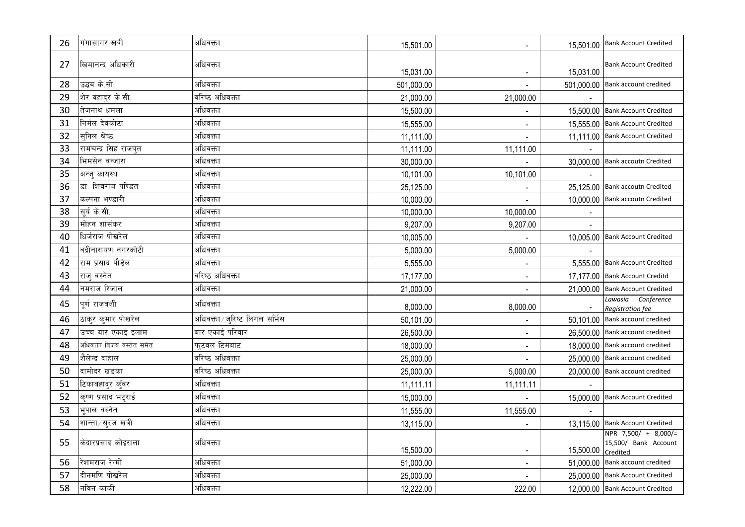| | | | | | | |
|---|---|---|---|---|---|---|
| 26 | गंगासागर खत्री | अधिवक्ता | 15,501.00 | - | 15,501.00 | Bank Account Credited |
| 27 | खिमानन्द अधिकारी | अधिवक्ता | 15,031.00 | - | 15,031.00 | Bank Account Credited |
| 28 | उद्धव के.सी. | अधिवक्ता | 501,000.00 | - | 501,000.00 | Bank account credited |
| 29 | शेर वहादुर के.सी. | वरिष्ठ अधिवक्ता | 21,000.00 | 21,000.00 | - | |
| 30 | तेजनाथ धमला | अधिवक्ता | 15,500.00 | - | 15,500.00 | Bank Account Credited |
| 31 | निर्मल देवकोटा | अधिवक्ता | 15,555.00 | - | 15,555.00 | Bank Account Credited |
| 32 | सुनिल श्रेष्ठ | अधिवक्ता | 11,111.00 | - | 11,111.00 | Bank Account Credited |
| 33 | रामचन्द्र सिंह राजपुत | अधिवक्ता | 11,111.00 | 11,111.00 | - | |
| 34 | भिमसेन वन्जारा | अधिवक्ता | 30,000.00 | - | 30,000.00 | Bank accoutn Credited |
| 35 | अन्जु कायस्थ | अधिवक्ता | 10,101.00 | 10,101.00 | - | |
| 36 | डा. शिवराज पण्डित | अधिवक्ता | 25,125.00 | - | 25,125.00 | Bank accoutn Credited |
| 37 | कल्पना भण्डारी | अधिवक्ता | 10,000.00 | - | 10,000.00 | Bank accoutn Credited |
| 38 | सूर्य के.सी. | अधिवक्ता | 10,000.00 | 10,000.00 | - | |
| 39 | मोहन शासंकर | अधिवक्ता | 9,207.00 | 9,207.00 | - | |
| 40 | धिर्जराज पोखरेल | अधिवक्ता | 10,005.00 | - | 10,005.00 | Bank Account Credited |
| 41 | वद्रीनारायण नगरकोटी | अधिवक्ता | 5,000.00 | 5,000.00 | - | |
| 42 | राम प्रसाद पौडेल | अधिवक्ता | 5,555.00 | - | 5,555.00 | Bank Account Credited |
| 43 | राजु वस्नेत | वरिष्ठ अधिवक्ता | 17,177.00 | - | 17,177.00 | Bank Account Creditd |
| 44 | नमराज रिजाल | अधिवक्ता | 21,000.00 | - | 21,000.00 | Bank Account Credited |
| 45 | पूर्ण राजवंशी | अधिवक्ता | 8,000.00 | 8,000.00 | - | *Lawasia Conference Registration fee* |
| 46 | ठाकुर कुमार पोखरेल | अधिवक्ता/जुरिष्ट लिगल सर्भिस | 50,101.00 | - | 50,101.00 | Bank account credited |
| 47 | उच्च बार एकाई इलाम | बार एकाई परिवार | 26,500.00 | - | 26,500.00 | Bank account credited |
| 48 | अधिवक्ता विजय वस्नेत समेत | फुटवल टिमबाट | 18,000.00 | - | 18,000.00 | Bank account credited |
| 49 | शैलेन्द्र दाहाल | वरिष्ठ अधिवक्ता | 25,000.00 | - | 25,000.00 | Bank account credited |
| 50 | दामोदर खडका | वरिष्ठ अधिवक्ता | 25,000.00 | 5,000.00 | 20,000.00 | Bank account credited |
| 51 | टिकाबहादुर कुँवर | अधिवक्ता | 11,111.11 | 11,111.11 | - | |
| 52 | कृष्ण प्रसाद भट्टराई | अधिवक्ता | 15,000.00 | - | 15,000.00 | Bank Account Credited |
| 53 | भूपाल वस्नेत | अधिवक्ता | 11,555.00 | 11,555.00 | - | |
| 54 | शान्ता/सुरज खत्री | अधिवक्ता | 13,115.00 | - | 13,115.00 | Bank Account Credited |
| 55 | केदारप्रसाद कोइराला | अधिवक्ता | 15,500.00 | - | 15,500.00 | NPR 7,500/ + 8,000/= 15,500/ Bank Account Credited |
| 56 | रेशमराज रेग्मी | अधिवक्ता | 51,000.00 | - | 51,000.00 | Bank account credited |
| 57 | दीनमणि पोखरेल | अधिवक्ता | 25,000.00 | - | 25,000.00 | Bank Account Credited |
| 58 | नविन कार्की | अधिवक्ता | 12,222.00 | 222.00 | 12,000.00 | Bank Account Credited |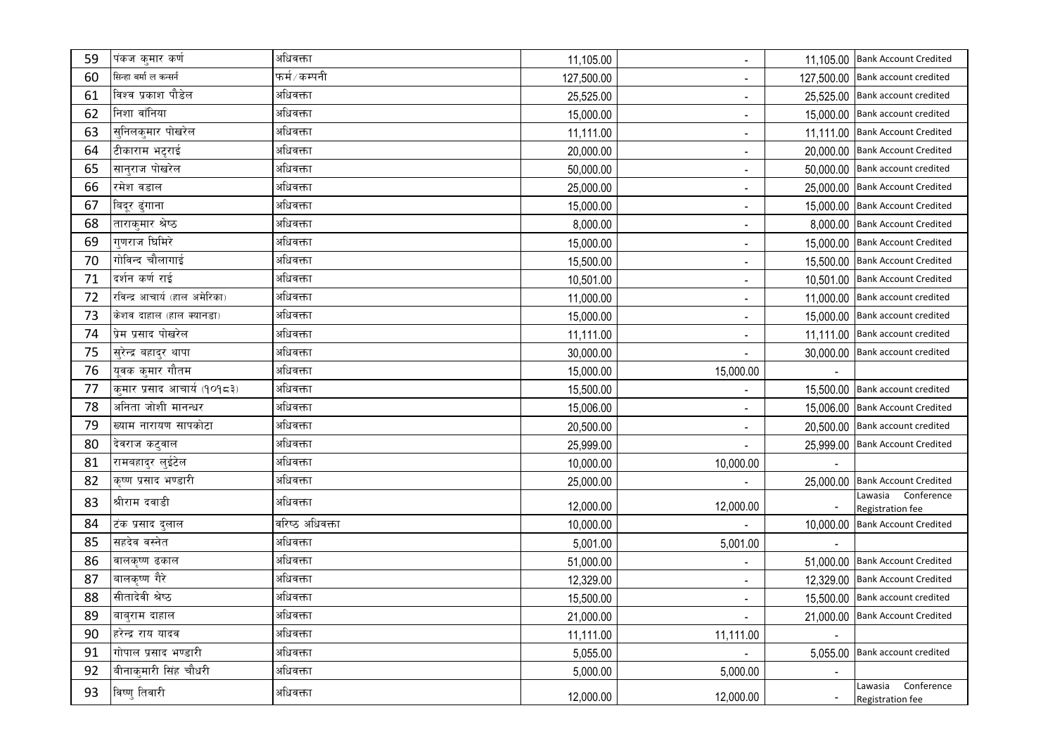| | | | | | | |
|---|---|---|---|---|---|---|
| 59 | पंकज कुमार कर्ण | अधिवक्ता | 11,105.00 | - | 11,105.00 | Bank Account Credited |
| 60 | सिन्हा वर्मा ल कन्सर्न | फर्म/कम्पनी | 127,500.00 | - | 127,500.00 | Bank account credited |
| 61 | विश्व प्रकाश पौडेल | अधिवक्ता | 25,525.00 | - | 25,525.00 | Bank account credited |
| 62 | निशा बाँनिया | अधिवक्ता | 15,000.00 | - | 15,000.00 | Bank account credited |
| 63 | सुनिलकुमार पोखरेल | अधिवक्ता | 11,111.00 | - | 11,111.00 | Bank Account Credited |
| 64 | टीकाराम भट्टराई | अधिवक्ता | 20,000.00 | - | 20,000.00 | Bank Account Credited |
| 65 | सानुराज पोखरेल | अधिवक्ता | 50,000.00 | - | 50,000.00 | Bank account credited |
| 66 | रमेश बडाल | अधिवक्ता | 25,000.00 | - | 25,000.00 | Bank Account Credited |
| 67 | बिदूर ढुंगाना | अधिवक्ता | 15,000.00 | - | 15,000.00 | Bank Account Credited |
| 68 | ताराकुमार श्रेष्ठ | अधिवक्ता | 8,000.00 | - | 8,000.00 | Bank Account Credited |
| 69 | गुणराज घिमिरे | अधिवक्ता | 15,000.00 | - | 15,000.00 | Bank Account Credited |
| 70 | गोविन्द चौलागाई | अधिवक्ता | 15,500.00 | - | 15,500.00 | Bank Account Credited |
| 71 | दर्शन कर्ण राई | अधिवक्ता | 10,501.00 | - | 10,501.00 | Bank Account Credited |
| 72 | रविन्द्र आचार्य (हाल अमेरिका) | अधिवक्ता | 11,000.00 | - | 11,000.00 | Bank account credited |
| 73 | केशव दाहाल (हाल क्यानडा) | अधिवक्ता | 15,000.00 | - | 15,000.00 | Bank account credited |
| 74 | प्रेम प्रसाद पोखरेल | अधिवक्ता | 11,111.00 | - | 11,111.00 | Bank account credited |
| 75 | सुरेन्द्र बहादुर थापा | अधिवक्ता | 30,000.00 | - | 30,000.00 | Bank account credited |
| 76 | यूवक कुमार गौतम | अधिवक्ता | 15,000.00 | 15,000.00 | - | |
| 77 | कुमार प्रसाद आचार्य (१०१८३) | अधिवक्ता | 15,500.00 | - | 15,500.00 | Bank account credited |
| 78 | अनिता जोशी मानन्धर | अधिवक्ता | 15,006.00 | - | 15,006.00 | Bank Account Credited |
| 79 | श्याम नारायण सापकोटा | अधिवक्ता | 20,500.00 | - | 20,500.00 | Bank account credited |
| 80 | देवराज कटुवाल | अधिवक्ता | 25,999.00 | - | 25,999.00 | Bank Account Credited |
| 81 | रामबहादुर लुईटेल | अधिवक्ता | 10,000.00 | 10,000.00 | - | |
| 82 | कृष्ण प्रसाद भण्डारी | अधिवक्ता | 25,000.00 | - | 25,000.00 | Bank Account Credited |
| 83 | श्रीराम दवाडी | अधिवक्ता | 12,000.00 | 12,000.00 | - | Lawasia Conference Registration fee |
| 84 | टंक प्रसाद दुलाल | वरिष्ठ अधिवक्ता | 10,000.00 | - | 10,000.00 | Bank Account Credited |
| 85 | सहदेव वस्नेत | अधिवक्ता | 5,001.00 | 5,001.00 | - | |
| 86 | बालकृष्ण ढकाल | अधिवक्ता | 51,000.00 | - | 51,000.00 | Bank Account Credited |
| 87 | बालकृष्ण गैरे | अधिवक्ता | 12,329.00 | - | 12,329.00 | Bank Account Credited |
| 88 | सीतादेवी श्रेष्ठ | अधिवक्ता | 15,500.00 | - | 15,500.00 | Bank account credited |
| 89 | बाबुराम दाहाल | अधिवक्ता | 21,000.00 | - | 21,000.00 | Bank Account Credited |
| 90 | हरेन्द्र राय यादव | अधिवक्ता | 11,111.00 | 11,111.00 | - | |
| 91 | गोपाल प्रसाद भण्डारी | अधिवक्ता | 5,055.00 | - | 5,055.00 | Bank account credited |
| 92 | बीनाकुमारी सिंह चौधरी | अधिवक्ता | 5,000.00 | 5,000.00 | - | |
| 93 | विष्णु तिवारी | अधिवक्ता | 12,000.00 | 12,000.00 | - | Lawasia Conference Registration fee |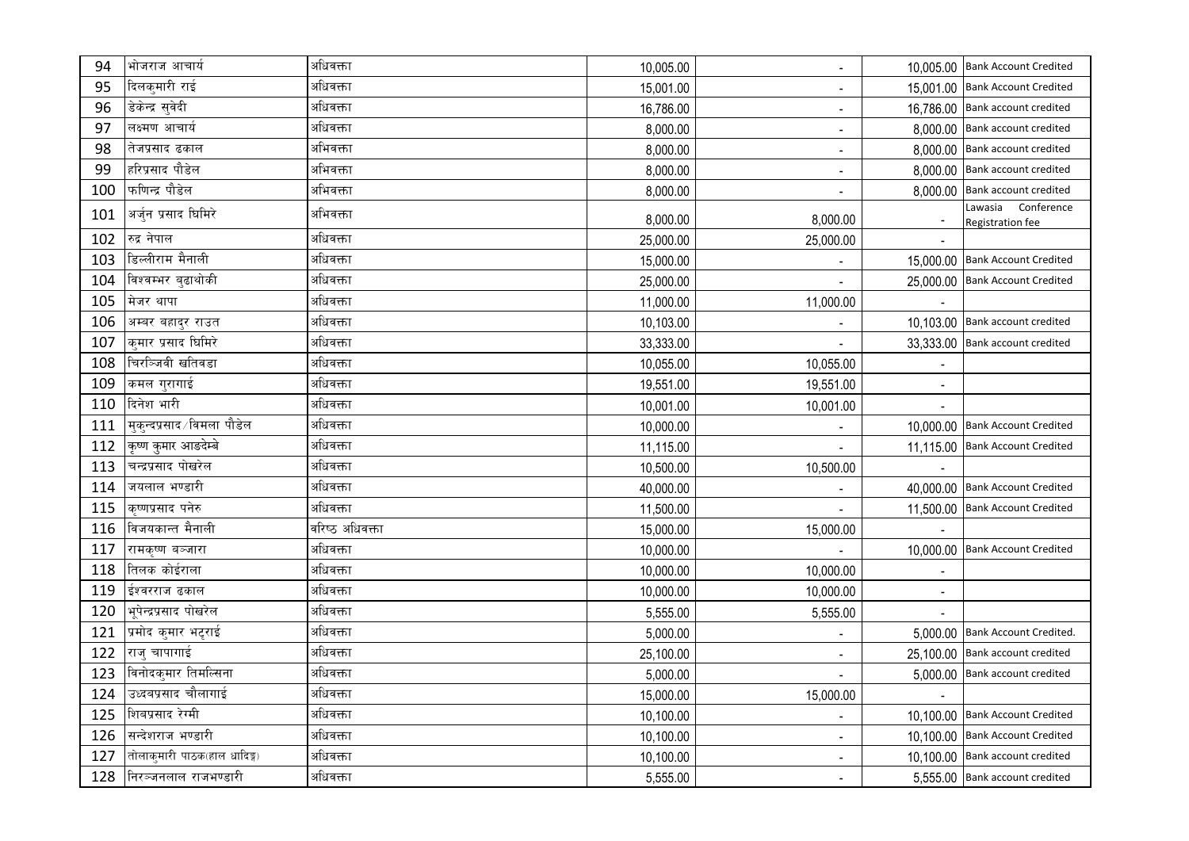| 94 | भोजराज आचार्य | अधिवक्ता | 10,005.00 | - | 10,005.00 | Bank Account Credited |
|---|---|---|---|---|---|---|
| 95 | दिलकुमारी राई | अधिवक्ता | 15,001.00 | - | 15,001.00 | Bank Account Credited |
| 96 | डेकेन्द्र सुवेदी | अधिवक्ता | 16,786.00 | - | 16,786.00 | Bank account credited |
| 97 | लक्ष्मण आचार्य | अधिवक्ता | 8,000.00 | - | 8,000.00 | Bank account credited |
| 98 | तेजप्रसाद ढकाल | अभिवक्ता | 8,000.00 | - | 8,000.00 | Bank account credited |
| 99 | हरिप्रसाद पौडेल | अभिवक्ता | 8,000.00 | - | 8,000.00 | Bank account credited |
| 100 | फणिन्द्र पौडेल | अभिवक्ता | 8,000.00 | - | 8,000.00 | Bank account credited |
| 101 | अर्जुन प्रसाद घिमिरे | अभिवक्ता | 8,000.00 | 8,000.00 | - | Lawasia Conference Registration fee |
| 102 | रुद्र नेपाल | अधिवक्ता | 25,000.00 | 25,000.00 | - | |
| 103 | डिल्लीराम मैनाली | अधिवक्ता | 15,000.00 | - | 15,000.00 | Bank Account Credited |
| 104 | विश्वम्भर बुढाथोकी | अधिवक्ता | 25,000.00 | - | 25,000.00 | Bank Account Credited |
| 105 | मेजर थापा | अधिवक्ता | 11,000.00 | 11,000.00 | - | |
| 106 | अम्बर बहादुर राउत | अधिवक्ता | 10,103.00 | - | 10,103.00 | Bank account credited |
| 107 | कुमार प्रसाद घिमिरे | अधिवक्ता | 33,333.00 | - | 33,333.00 | Bank account credited |
| 108 | चिरञ्जिवी खतिवडा | अधिवक्ता | 10,055.00 | 10,055.00 | - | |
| 109 | कमल गुरागाई | अधिवक्ता | 19,551.00 | 19,551.00 | - | |
| 110 | दिनेश भारी | अधिवक्ता | 10,001.00 | 10,001.00 | - | |
| 111 | मुकुन्दप्रसाद/विमला पौडेल | अधिवक्ता | 10,000.00 | - | 10,000.00 | Bank Account Credited |
| 112 | कृष्ण कुमार आङदेम्बे | अधिवक्ता | 11,115.00 | - | 11,115.00 | Bank Account Credited |
| 113 | चन्द्रप्रसाद पोखरेल | अधिवक्ता | 10,500.00 | 10,500.00 | - | |
| 114 | जयलाल भण्डारी | अधिवक्ता | 40,000.00 | - | 40,000.00 | Bank Account Credited |
| 115 | कृष्णप्रसाद पनेरु | अधिवक्ता | 11,500.00 | - | 11,500.00 | Bank Account Credited |
| 116 | विजयकान्त मैनाली | वरिष्ठ अधिवक्ता | 15,000.00 | 15,000.00 | - | |
| 117 | रामकृष्ण बञ्जारा | अधिवक्ता | 10,000.00 | - | 10,000.00 | Bank Account Credited |
| 118 | तिलक कोईराला | अधिवक्ता | 10,000.00 | 10,000.00 | - | |
| 119 | ईश्वरराज ढकाल | अधिवक्ता | 10,000.00 | 10,000.00 | - | |
| 120 | भूपेन्द्रप्रसाद पोखरेल | अधिवक्ता | 5,555.00 | 5,555.00 | - | |
| 121 | प्रमोद कुमार भट्टराई | अधिवक्ता | 5,000.00 | - | 5,000.00 | Bank Account Credited. |
| 122 | राजु चापागाई | अधिवक्ता | 25,100.00 | - | 25,100.00 | Bank account credited |
| 123 | विनोदकुमार तिमल्सिना | अधिवक्ता | 5,000.00 | - | 5,000.00 | Bank account credited |
| 124 | उध्दवप्रसाद चौलागाई | अधिवक्ता | 15,000.00 | 15,000.00 | - | |
| 125 | शिवप्रसाद रेग्मी | अधिवक्ता | 10,100.00 | - | 10,100.00 | Bank Account Credited |
| 126 | सन्देशराज भण्डारी | अधिवक्ता | 10,100.00 | - | 10,100.00 | Bank Account Credited |
| 127 | तोलाकुमारी पाठक(हाल धादिङ्ग) | अधिवक्ता | 10,100.00 | - | 10,100.00 | Bank account credited |
| 128 | निरञ्जनलाल राजभण्डारी | अधिवक्ता | 5,555.00 | - | 5,555.00 | Bank account credited |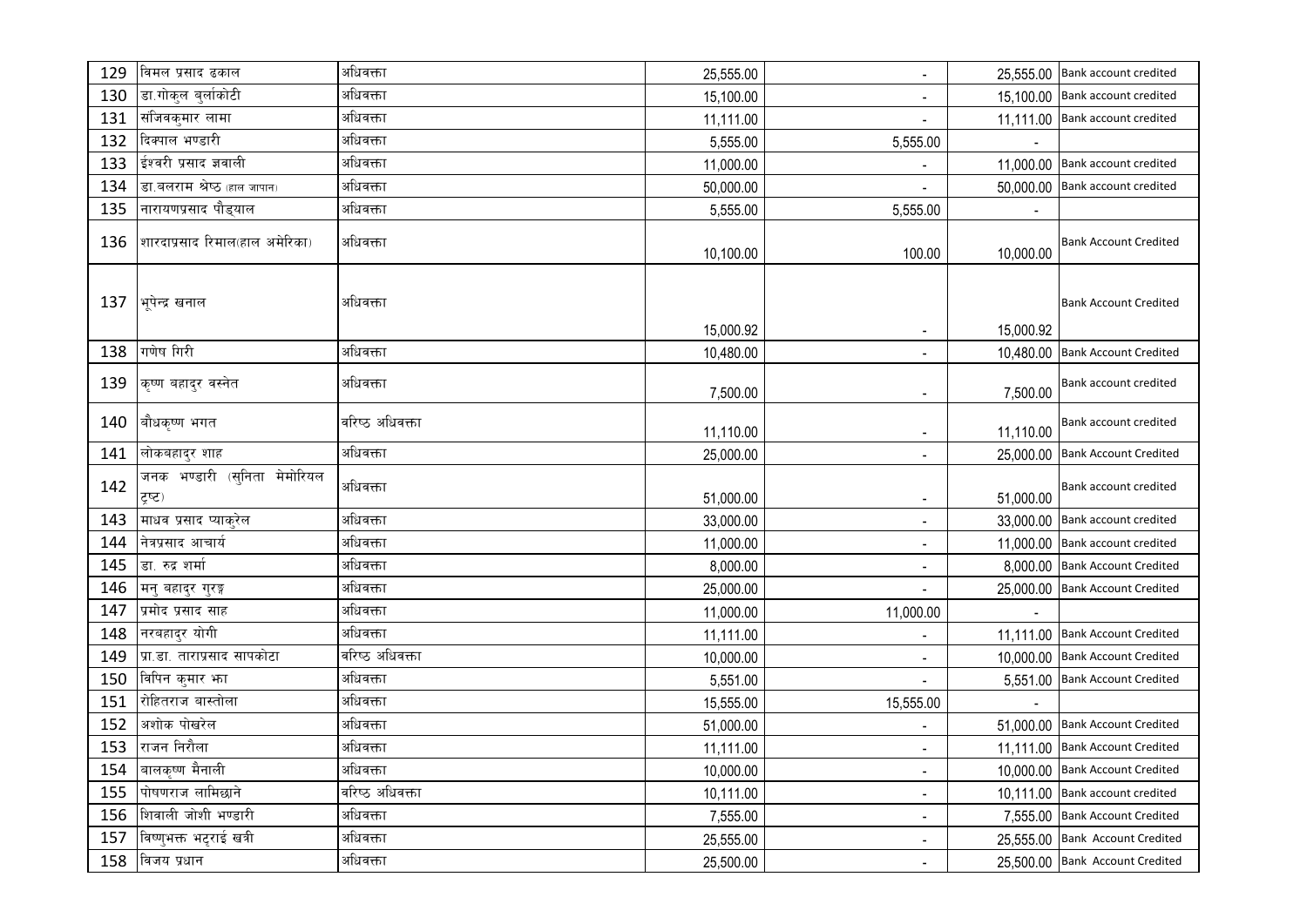| | | | | | | |
|---|---|---|---|---|---|---|
| 129 | विमल प्रसाद ढकाल | अधिवक्ता | 25,555.00 | - | 25,555.00 | Bank account credited |
| 130 | डा.गोकुल बुर्लाकोटी | अधिवक्ता | 15,100.00 | - | 15,100.00 | Bank account credited |
| 131 | संजिवकुमार लामा | अधिवक्ता | 11,111.00 | - | 11,111.00 | Bank account credited |
| 132 | दिक्पाल भण्डारी | अधिवक्ता | 5,555.00 | 5,555.00 | - | |
| 133 | ईश्वरी प्रसाद ज्ञवाली | अधिवक्ता | 11,000.00 | - | 11,000.00 | Bank account credited |
| 134 | डा.बलराम श्रेष्ठ (हाल जापान) | अधिवक्ता | 50,000.00 | - | 50,000.00 | Bank account credited |
| 135 | नारायणप्रसाद पौड्याल | अधिवक्ता | 5,555.00 | 5,555.00 | - | |
| 136 | शारदाप्रसाद रिमाल(हाल अमेरिका) | अधिवक्ता | 10,100.00 | 100.00 | 10,000.00 | Bank Account Credited |
| 137 | भूपेन्द्र खनाल | अधिवक्ता | 15,000.92 | - | 15,000.92 | Bank Account Credited |
| 138 | गणेष गिरी | अधिवक्ता | 10,480.00 | - | 10,480.00 | Bank Account Credited |
| 139 | कृष्ण बहादुर वस्नेत | अधिवक्ता | 7,500.00 | - | 7,500.00 | Bank account credited |
| 140 | बौधकृष्ण भगत | वरिष्ठ अधिवक्ता | 11,110.00 | - | 11,110.00 | Bank account credited |
| 141 | लोकबहादुर शाह | अधिवक्ता | 25,000.00 | - | 25,000.00 | Bank Account Credited |
| 142 | जनक भण्डारी (सुनिता मेमोरियल ट्रष्ट) | अधिवक्ता | 51,000.00 | - | 51,000.00 | Bank account credited |
| 143 | माधव प्रसाद प्याकुरेल | अधिवक्ता | 33,000.00 | - | 33,000.00 | Bank account credited |
| 144 | नेत्रप्रसाद आचार्य | अधिवक्ता | 11,000.00 | - | 11,000.00 | Bank account credited |
| 145 | डा. रुद्र शर्मा | अधिवक्ता | 8,000.00 | - | 8,000.00 | Bank Account Credited |
| 146 | मनु बहादुर गुरुङ्ग | अधिवक्ता | 25,000.00 | - | 25,000.00 | Bank Account Credited |
| 147 | प्रमोद प्रसाद साह | अधिवक्ता | 11,000.00 | 11,000.00 | - | |
| 148 | नरबहादुर योगी | अधिवक्ता | 11,111.00 | - | 11,111.00 | Bank Account Credited |
| 149 | प्रा.डा. ताराप्रसाद सापकोटा | वरिष्ठ अधिवक्ता | 10,000.00 | - | 10,000.00 | Bank Account Credited |
| 150 | विपिन कुमार झा | अधिवक्ता | 5,551.00 | - | 5,551.00 | Bank Account Credited |
| 151 | रोहितराज बास्तोला | अधिवक्ता | 15,555.00 | 15,555.00 | - | |
| 152 | अशोक पोखरेल | अधिवक्ता | 51,000.00 | - | 51,000.00 | Bank Account Credited |
| 153 | राजन निरौला | अधिवक्ता | 11,111.00 | - | 11,111.00 | Bank Account Credited |
| 154 | बालकृष्ण मैनाली | अधिवक्ता | 10,000.00 | - | 10,000.00 | Bank Account Credited |
| 155 | पोषणराज लामिछाने | वरिष्ठ अधिवक्ता | 10,111.00 | - | 10,111.00 | Bank account credited |
| 156 | शिवाली जोशी भण्डारी | अधिवक्ता | 7,555.00 | - | 7,555.00 | Bank Account Credited |
| 157 | विष्णुभक्त भट्टराई खत्री | अधिवक्ता | 25,555.00 | - | 25,555.00 | Bank Account Credited |
| 158 | विजय प्रधान | अधिवक्ता | 25,500.00 | - | 25,500.00 | Bank Account Credited |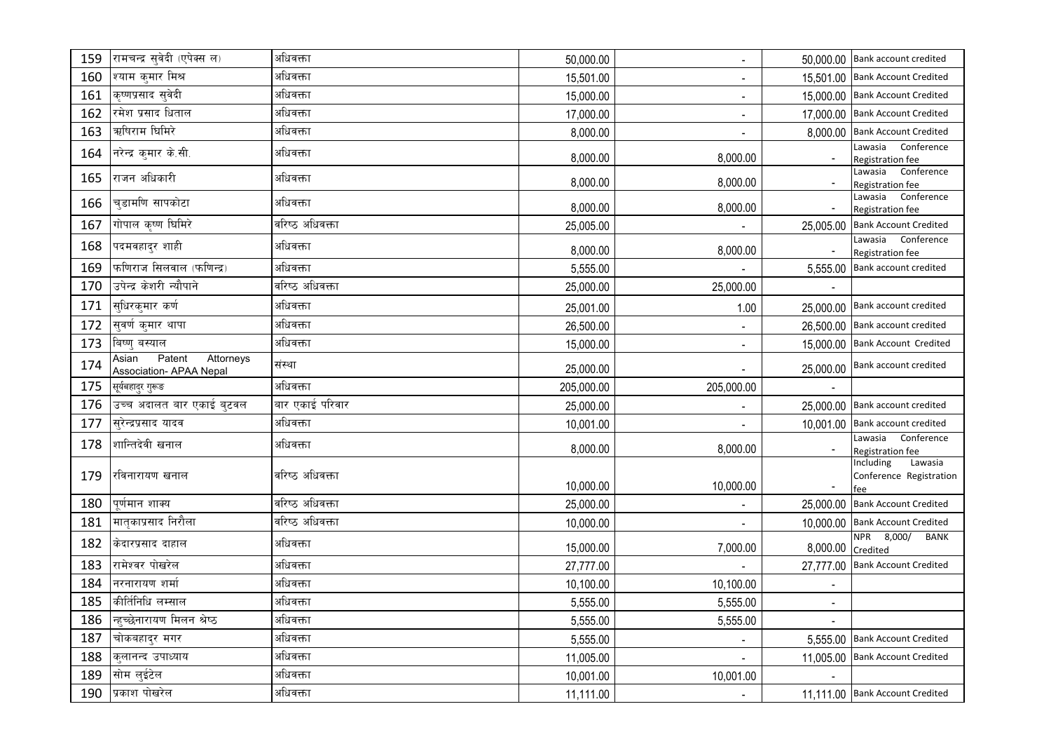| 159 | रामचन्द्र सुवेदी (एपेक्स ल) | अधिवक्ता | 50,000.00 | - | 50,000.00 | Bank account credited |
|---|---|---|---|---|---|---|
| 160 | श्याम कुमार मिश्र | अधिवक्ता | 15,501.00 | - | 15,501.00 | Bank Account Credited |
| 161 | कृष्णप्रसाद सुवेदी | अधिवक्ता | 15,000.00 | - | 15,000.00 | Bank Account Credited |
| 162 | रमेश प्रसाद धिताल | अधिवक्ता | 17,000.00 | - | 17,000.00 | Bank Account Credited |
| 163 | ऋषिराम घिमिरे | अधिवक्ता | 8,000.00 | - | 8,000.00 | Bank Account Credited |
| 164 | नरेन्द्र कुमार के.सी. | अधिवक्ता | 8,000.00 | 8,000.00 | - | Lawasia Conference Registration fee |
| 165 | राजन अधिकारी | अधिवक्ता | 8,000.00 | 8,000.00 | - | Lawasia Conference Registration fee |
| 166 | चुडामणि सापकोटा | अधिवक्ता | 8,000.00 | 8,000.00 | - | Lawasia Conference Registration fee |
| 167 | गोपाल कृष्ण घिमिरे | वरिष्ठ अधिवक्ता | 25,005.00 | - | 25,005.00 | Bank Account Credited |
| 168 | पदमवहादुर शाही | अधिवक्ता | 8,000.00 | 8,000.00 | - | Lawasia Conference Registration fee |
| 169 | फणिराज सिलवाल (फणिन्द्र) | अधिवक्ता | 5,555.00 | - | 5,555.00 | Bank account credited |
| 170 | उपेन्द्र केशरी न्यौपाने | वरिष्ठ अधिवक्ता | 25,000.00 | 25,000.00 | - | |
| 171 | सुधिरकुमार कर्ण | अधिवक्ता | 25,001.00 | 1.00 | 25,000.00 | Bank account credited |
| 172 | सुवर्ण कुमार थापा | अधिवक्ता | 26,500.00 | - | 26,500.00 | Bank account credited |
| 173 | विष्णु बस्याल | अधिवक्ता | 15,000.00 | - | 15,000.00 | Bank Account Credited |
| 174 | Asian Patent Attorneys Association- APAA Nepal | संस्था | 25,000.00 | - | 25,000.00 | Bank account credited |
| 175 | सूर्यबहादुर गुरूङ | अधिवक्ता | 205,000.00 | 205,000.00 | - | |
| 176 | उच्च अदालत बार एकाई बुटवल | बार एकाई परिवार | 25,000.00 | - | 25,000.00 | Bank account credited |
| 177 | सुरेन्द्रप्रसाद यादव | अधिवक्ता | 10,001.00 | - | 10,001.00 | Bank account credited |
| 178 | शान्तिदेवी खनाल | अधिवक्ता | 8,000.00 | 8,000.00 | - | Lawasia Conference Registration fee |
| 179 | रविनारायण खनाल | वरिष्ठ अधिवक्ता | 10,000.00 | 10,000.00 | - | Including Lawasia Conference Registration fee |
| 180 | पूर्णमान शाक्य | वरिष्ठ अधिवक्ता | 25,000.00 | - | 25,000.00 | Bank Account Credited |
| 181 | मातृकाप्रसाद निरौला | वरिष्ठ अधिवक्ता | 10,000.00 | - | 10,000.00 | Bank Account Credited |
| 182 | केदारप्रसाद दाहाल | अधिवक्ता | 15,000.00 | 7,000.00 | 8,000.00 | NPR 8,000/ BANK Credited |
| 183 | रामेश्वर पोखरेल | अधिवक्ता | 27,777.00 | - | 27,777.00 | Bank Account Credited |
| 184 | नरनारायण शर्मा | अधिवक्ता | 10,100.00 | 10,100.00 | - | |
| 185 | कीर्तिनिधि लम्साल | अधिवक्ता | 5,555.00 | 5,555.00 | - | |
| 186 | न्हुच्छेनारायण मिलन श्रेष्ठ | अधिवक्ता | 5,555.00 | 5,555.00 | - | |
| 187 | चोकबहादुर मगर | अधिवक्ता | 5,555.00 | - | 5,555.00 | Bank Account Credited |
| 188 | कुलानन्द उपाध्याय | अधिवक्ता | 11,005.00 | - | 11,005.00 | Bank Account Credited |
| 189 | सोम लुईटेल | अधिवक्ता | 10,001.00 | 10,001.00 | - | |
| 190 | प्रकाश पोखरेल | अधिवक्ता | 11,111.00 | - | 11,111.00 | Bank Account Credited |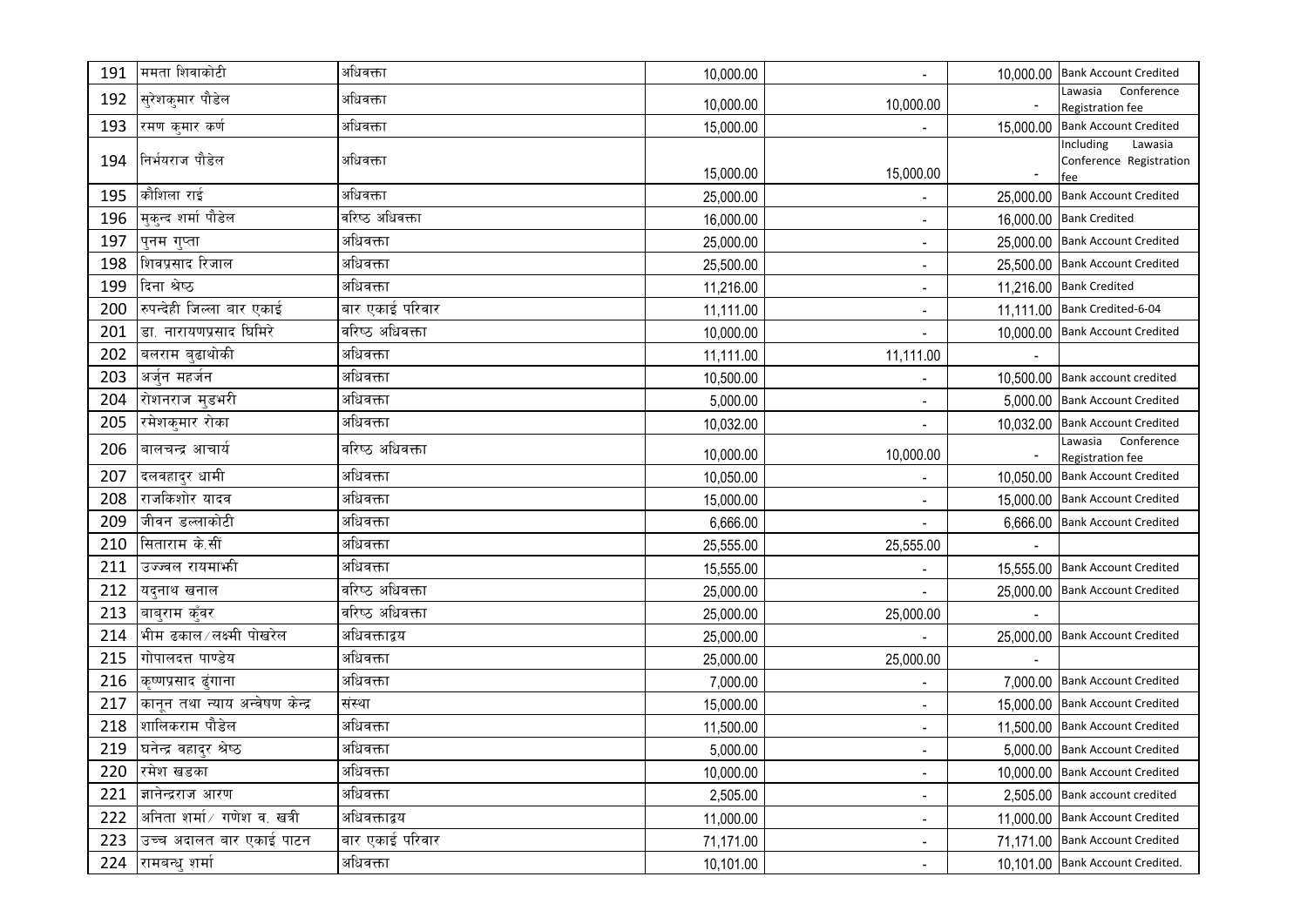| 191 | ममता शिवाकोटी | अधिवक्ता | 10,000.00 | - | 10,000.00 | Bank Account Credited |
|---|---|---|---|---|---|---|
| 192 | सुरेशकुमार पौडेल | अधिवक्ता | 10,000.00 | 10,000.00 | - | Lawasia Conference Registration fee |
| 193 | रमण कुमार कर्ण | अधिवक्ता | 15,000.00 | - | 15,000.00 | Bank Account Credited |
| 194 | निर्भयराज पौडेल | अधिवक्ता | 15,000.00 | 15,000.00 | - | Including Lawasia Conference Registration fee |
| 195 | कौशिला राई | अधिवक्ता | 25,000.00 | - | 25,000.00 | Bank Account Credited |
| 196 | मुकुन्द शर्मा पौडेल | वरिष्ठ अधिवक्ता | 16,000.00 | - | 16,000.00 | Bank Credited |
| 197 | पुनम गुप्ता | अधिवक्ता | 25,000.00 | - | 25,000.00 | Bank Account Credited |
| 198 | शिवप्रसाद रिजाल | अधिवक्ता | 25,500.00 | - | 25,500.00 | Bank Account Credited |
| 199 | दिना श्रेष्ठ | अधिवक्ता | 11,216.00 | - | 11,216.00 | Bank Credited |
| 200 | रुपन्देही जिल्ला बार एकाई | बार एकाई परिवार | 11,111.00 | - | 11,111.00 | Bank Credited-6-04 |
| 201 | डा. नारायणप्रसाद घिमिरे | वरिष्ठ अधिवक्ता | 10,000.00 | - | 10,000.00 | Bank Account Credited |
| 202 | बलराम बुढाथोकी | अधिवक्ता | 11,111.00 | 11,111.00 | - | |
| 203 | अर्जुन महर्जन | अधिवक्ता | 10,500.00 | - | 10,500.00 | Bank account credited |
| 204 | रोशनराज मुडभरी | अधिवक्ता | 5,000.00 | - | 5,000.00 | Bank Account Credited |
| 205 | रमेशकुमार रोका | अधिवक्ता | 10,032.00 | - | 10,032.00 | Bank Account Credited |
| 206 | वालचन्द्र आचार्य | वरिष्ठ अधिवक्ता | 10,000.00 | 10,000.00 | - | Lawasia Conference Registration fee |
| 207 | दलवहादुर धामी | अधिवक्ता | 10,050.00 | - | 10,050.00 | Bank Account Credited |
| 208 | राजकिशोर यादव | अधिवक्ता | 15,000.00 | - | 15,000.00 | Bank Account Credited |
| 209 | जीवन डल्लाकोटी | अधिवक्ता | 6,666.00 | - | 6,666.00 | Bank Account Credited |
| 210 | सिताराम के.सीं | अधिवक्ता | 25,555.00 | 25,555.00 | - | |
| 211 | उज्ज्वल रायमाझी | अधिवक्ता | 15,555.00 | - | 15,555.00 | Bank Account Credited |
| 212 | यदुनाथ खनाल | वरिष्ठ अधिवक्ता | 25,000.00 | - | 25,000.00 | Bank Account Credited |
| 213 | बाबुराम कुँवर | वरिष्ठ अधिवक्ता | 25,000.00 | 25,000.00 | - | |
| 214 | भीम ढकाल/लक्ष्मी पोखरेल | अधिवक्ताद्वय | 25,000.00 | - | 25,000.00 | Bank Account Credited |
| 215 | गोपालदत्त पाण्डेय | अधिवक्ता | 25,000.00 | 25,000.00 | - | |
| 216 | कृष्णप्रसाद ढुंगाना | अधिवक्ता | 7,000.00 | - | 7,000.00 | Bank Account Credited |
| 217 | कानून तथा न्याय अन्वेषण केन्द्र | संस्था | 15,000.00 | - | 15,000.00 | Bank Account Credited |
| 218 | शालिकराम पौडेल | अधिवक्ता | 11,500.00 | - | 11,500.00 | Bank Account Credited |
| 219 | घनेन्द्र वहादुर श्रेष्ठ | अधिवक्ता | 5,000.00 | - | 5,000.00 | Bank Account Credited |
| 220 | रमेश खडका | अधिवक्ता | 10,000.00 | - | 10,000.00 | Bank Account Credited |
| 221 | ज्ञानेन्द्रराज आरण | अधिवक्ता | 2,505.00 | - | 2,505.00 | Bank account credited |
| 222 | अनिता शर्मा/ गणेश ब. खत्री | अधिवक्ताद्वय | 11,000.00 | - | 11,000.00 | Bank Account Credited |
| 223 | उच्च अदालत बार एकाई पाटन | बार एकाई परिवार | 71,171.00 | - | 71,171.00 | Bank Account Credited |
| 224 | रामबन्धु शर्मा | अधिवक्ता | 10,101.00 | - | 10,101.00 | Bank Account Credited. |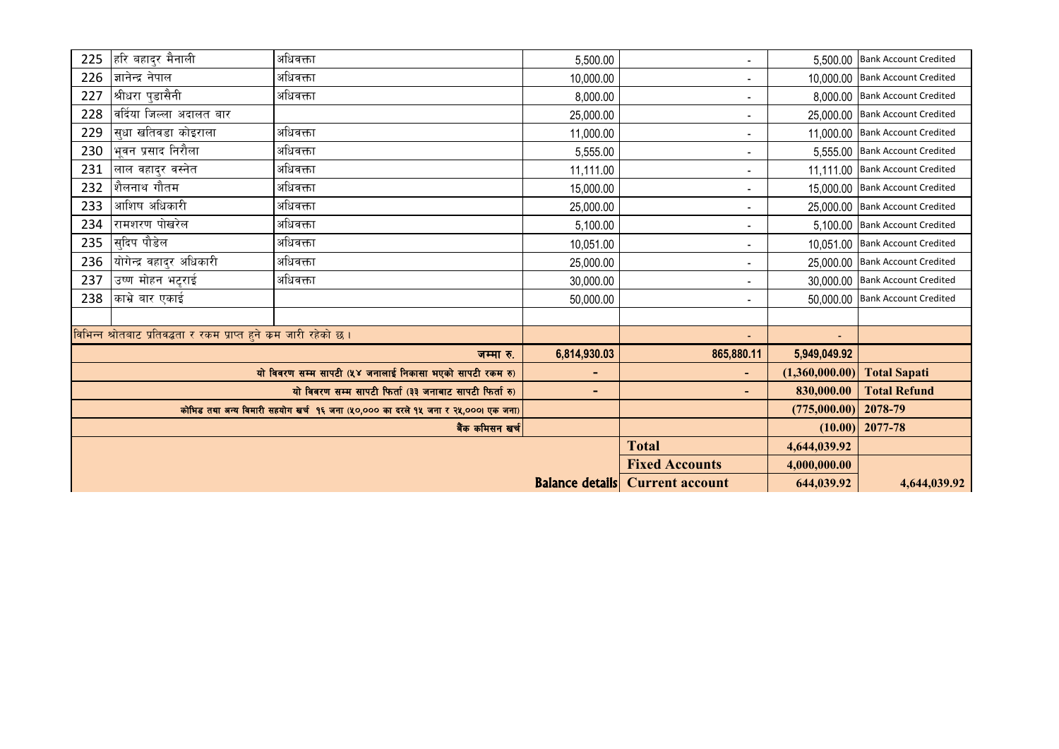| | | | | | | |
|---|---|---|---|---|---|---|
| 225 | हरि बहादुर मैनाली | अधिवक्ता | 5,500.00 | - | 5,500.00 | Bank Account Credited |
| 226 | ज्ञानेन्द्र नेपाल | अधिवक्ता | 10,000.00 | - | 10,000.00 | Bank Account Credited |
| 227 | श्रीधरा पुडासैनी | अधिवक्ता | 8,000.00 | - | 8,000.00 | Bank Account Credited |
| 228 | वर्दिया जिल्ला अदालत बार | | 25,000.00 | - | 25,000.00 | Bank Account Credited |
| 229 | सुधा खतिवडा कोइराला | अधिवक्ता | 11,000.00 | - | 11,000.00 | Bank Account Credited |
| 230 | भूवन प्रसाद निरौला | अधिवक्ता | 5,555.00 | - | 5,555.00 | Bank Account Credited |
| 231 | लाल वहादुर वस्नेत | अधिवक्ता | 11,111.00 | - | 11,111.00 | Bank Account Credited |
| 232 | शैलनाथ गौतम | अधिवक्ता | 15,000.00 | - | 15,000.00 | Bank Account Credited |
| 233 | आशिष अधिकारी | अधिवक्ता | 25,000.00 | - | 25,000.00 | Bank Account Credited |
| 234 | रामशरण पोखरेल | अधिवक्ता | 5,100.00 | - | 5,100.00 | Bank Account Credited |
| 235 | सुदिप पौडेल | अधिवक्ता | 10,051.00 | - | 10,051.00 | Bank Account Credited |
| 236 | योगेन्द्र वहादुर अधिकारी | अधिवक्ता | 25,000.00 | - | 25,000.00 | Bank Account Credited |
| 237 | उष्ण मोहन भट्टराई | अधिवक्ता | 30,000.00 | - | 30,000.00 | Bank Account Credited |
| 238 | काभ्रे बार एकाई | | 50,000.00 | - | 50,000.00 | Bank Account Credited |
| | | | | | | |
| विभिन्न श्रोतबाट प्रतिवद्धता र रकम प्राप्त हुने क्रम जारी रहेको छ। | | | | - | - | |
| | | जम्मा रु. | 6,814,930.03 | 865,880.11 | 5,949,049.92 | |
| | | यो विवरण सम्म सापटी (५४ जनालाई निकासा भएको सापटी रकम रु) | - | - | (1,360,000.00) | Total Sapati |
| | | यो विवरण सम्म सापटी फिर्ता (३३ जनाबाट सापटी फिर्ता रु) | - | - | 830,000.00 | Total Refund |
| | | कोभिड तथा अन्य विमारी सहयोग खर्च १६ जना (५०,००० का दरले १५ जना र २५,०००। एक जना) | | | (775,000.00) | 2078-79 |
| | | बैंक कमिसन खर्च | | | (10.00) | 2077-78 |
| | | | | Total | 4,644,039.92 | |
| | | | | Fixed Accounts | 4,000,000.00 | |
| | | | Balance details | Current account | 644,039.92 | 4,644,039.92 |